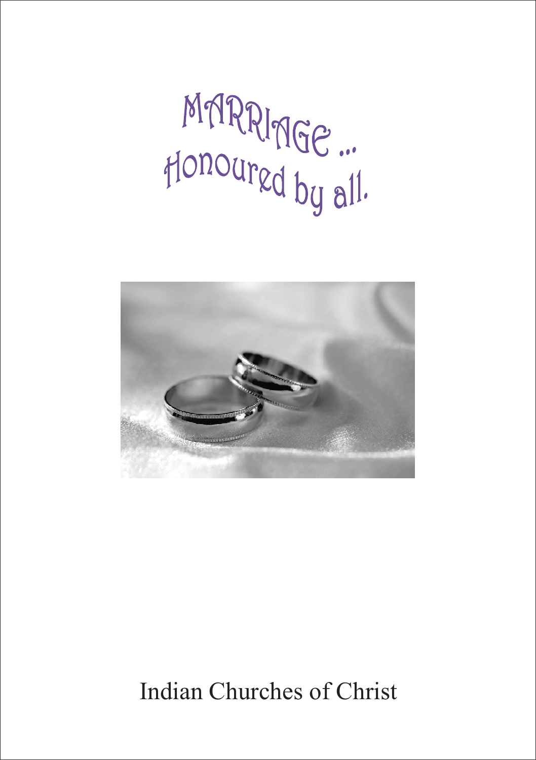# MARRIAGE ... Honoured by all.

Indian Churches of Christ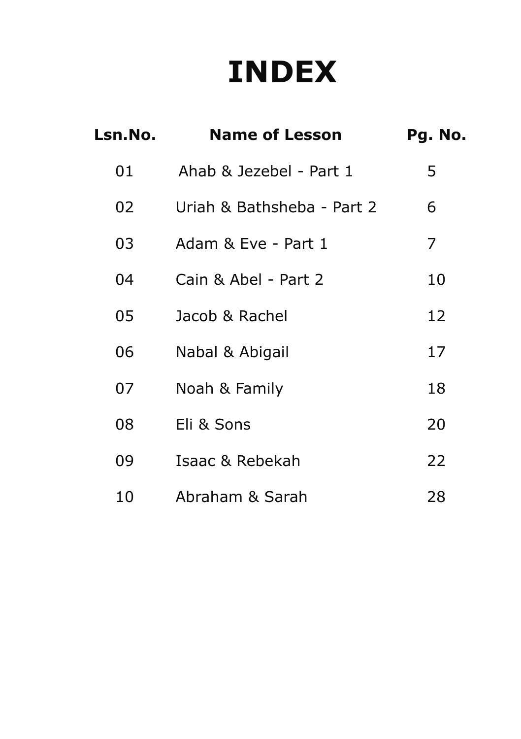# INDEX

| Lsn.No. | Name of Lesson | Pg. No. |
|---|---|---|
| 01 | Ahab & Jezebel - Part 1 | 5 |
| 02 | Uriah & Bathsheba - Part 2 | 6 |
| 03 | Adam & Eve - Part 1 | 7 |
| 04 | Cain & Abel - Part 2 | 10 |
| 05 | Jacob & Rachel | 12 |
| 06 | Nabal & Abigail | 17 |
| 07 | Noah & Family | 18 |
| 08 | Eli & Sons | 20 |
| 09 | Isaac & Rebekah | 22 |
| 10 | Abraham & Sarah | 28 |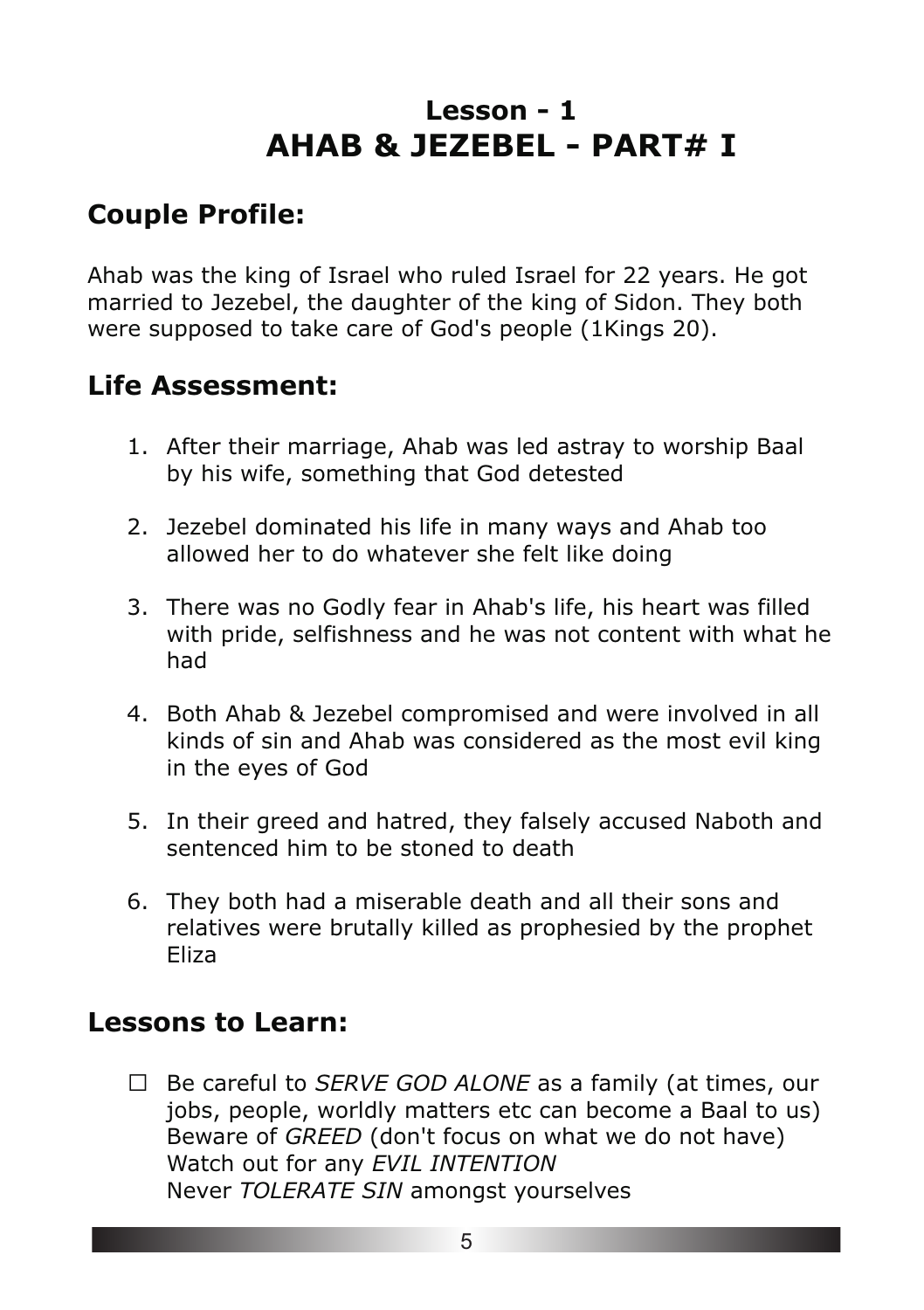# Lesson - 1
# AHAB & JEZEBEL - PART# I

## Couple Profile:

Ahab was the king of Israel who ruled Israel for 22 years. He got married to Jezebel, the daughter of the king of Sidon. They both were supposed to take care of God's people (1Kings 20).

## Life Assessment:

1. After their marriage, Ahab was led astray to worship Baal by his wife, something that God detested
2. Jezebel dominated his life in many ways and Ahab too allowed her to do whatever she felt like doing
3. There was no Godly fear in Ahab's life, his heart was filled with pride, selfishness and he was not content with what he had
4. Both Ahab & Jezebel compromised and were involved in all kinds of sin and Ahab was considered as the most evil king in the eyes of God
5. In their greed and hatred, they falsely accused Naboth and sentenced him to be stoned to death
6. They both had a miserable death and all their sons and relatives were brutally killed as prophesied by the prophet Eliza

## Lessons to Learn:

☐ Be careful to *SERVE GOD ALONE* as a family (at times, our jobs, people, worldly matters etc can become a Baal to us)
Beware of *GREED* (don't focus on what we do not have)
Watch out for any *EVIL INTENTION*
Never *TOLERATE SIN* amongst yourselves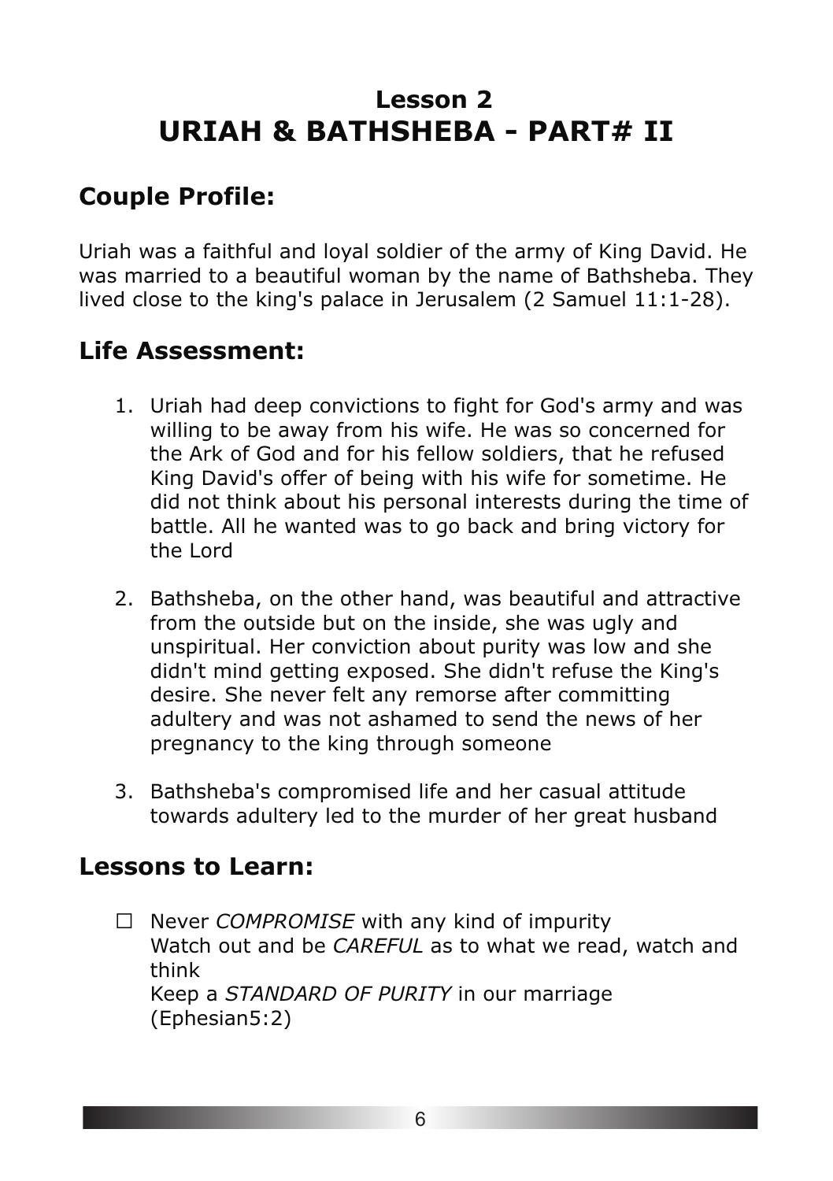# Lesson 2
# URIAH & BATHSHEBA - PART# II

## Couple Profile:

Uriah was a faithful and loyal soldier of the army of King David. He was married to a beautiful woman by the name of Bathsheba. They lived close to the king's palace in Jerusalem (2 Samuel 11:1-28).

## Life Assessment:

1. Uriah had deep convictions to fight for God's army and was willing to be away from his wife. He was so concerned for the Ark of God and for his fellow soldiers, that he refused King David's offer of being with his wife for sometime. He did not think about his personal interests during the time of battle. All he wanted was to go back and bring victory for the Lord

2. Bathsheba, on the other hand, was beautiful and attractive from the outside but on the inside, she was ugly and unspiritual. Her conviction about purity was low and she didn't mind getting exposed. She didn't refuse the King's desire. She never felt any remorse after committing adultery and was not ashamed to send the news of her pregnancy to the king through someone

3. Bathsheba's compromised life and her casual attitude towards adultery led to the murder of her great husband

## Lessons to Learn:

☐ Never *COMPROMISE* with any kind of impurity
Watch out and be *CAREFUL* as to what we read, watch and think
Keep a *STANDARD OF PURITY* in our marriage (Ephesian5:2)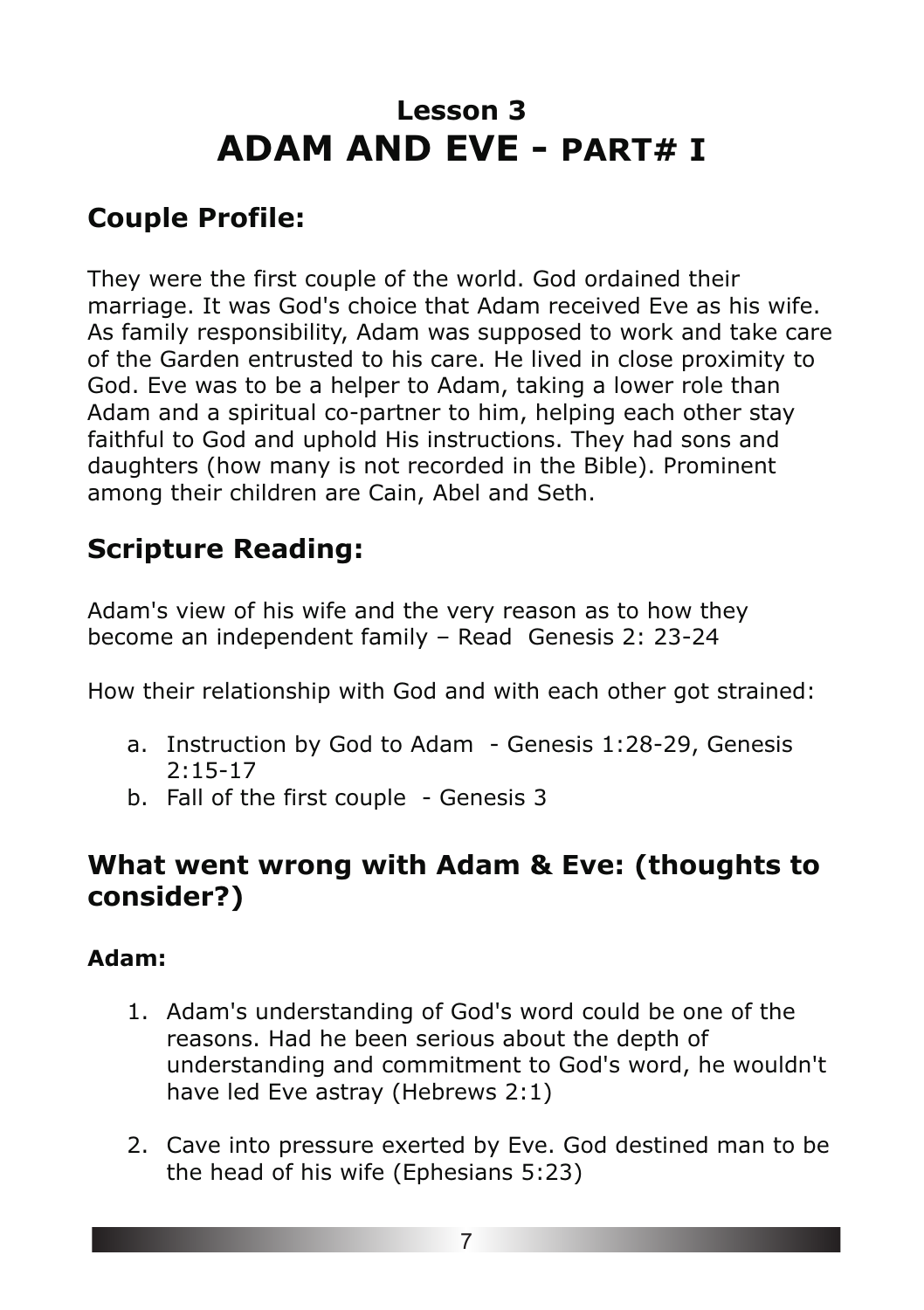# Lesson 3
# ADAM AND EVE - PART# I

## Couple Profile:

They were the first couple of the world. God ordained their marriage. It was God's choice that Adam received Eve as his wife. As family responsibility, Adam was supposed to work and take care of the Garden entrusted to his care. He lived in close proximity to God. Eve was to be a helper to Adam, taking a lower role than Adam and a spiritual co-partner to him, helping each other stay faithful to God and uphold His instructions. They had sons and daughters (how many is not recorded in the Bible). Prominent among their children are Cain, Abel and Seth.

## Scripture Reading:

Adam's view of his wife and the very reason as to how they become an independent family – Read Genesis 2: 23-24

How their relationship with God and with each other got strained:

a. Instruction by God to Adam - Genesis 1:28-29, Genesis 2:15-17
b. Fall of the first couple - Genesis 3

## What went wrong with Adam & Eve: (thoughts to consider?)

**Adam:**

1. Adam's understanding of God's word could be one of the reasons. Had he been serious about the depth of understanding and commitment to God's word, he wouldn't have led Eve astray (Hebrews 2:1)

2. Cave into pressure exerted by Eve. God destined man to be the head of his wife (Ephesians 5:23)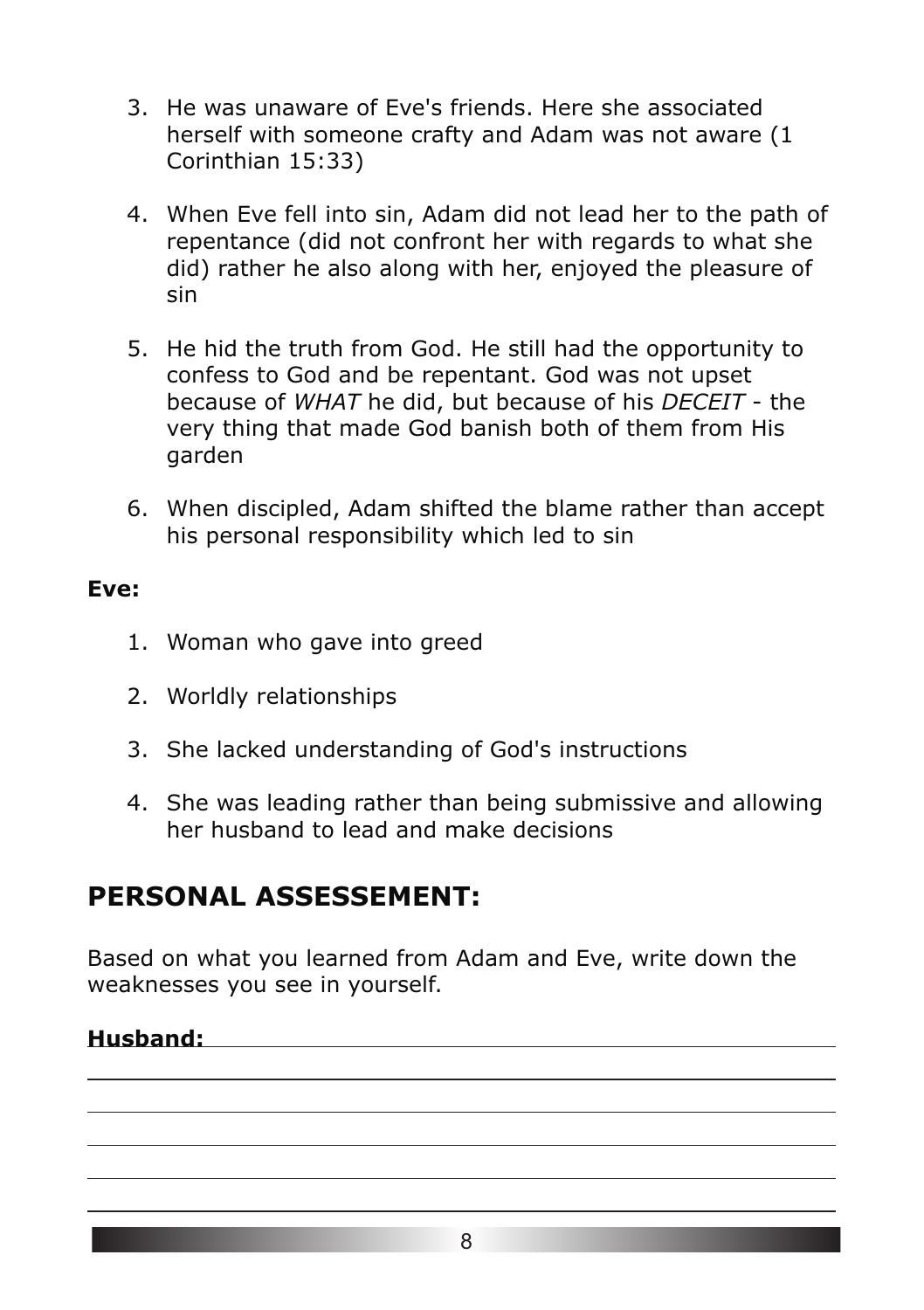3. He was unaware of Eve's friends. Here she associated herself with someone crafty and Adam was not aware (1 Corinthian 15:33)

4. When Eve fell into sin, Adam did not lead her to the path of repentance (did not confront her with regards to what she did) rather he also along with her, enjoyed the pleasure of sin

5. He hid the truth from God. He still had the opportunity to confess to God and be repentant. God was not upset because of *WHAT* he did, but because of his *DECEIT* - the very thing that made God banish both of them from His garden

6. When discipled, Adam shifted the blame rather than accept his personal responsibility which led to sin

**Eve:**

1. Woman who gave into greed

2. Worldly relationships

3. She lacked understanding of God's instructions

4. She was leading rather than being submissive and allowing her husband to lead and make decisions

## PERSONAL ASSESSEMENT:

Based on what you learned from Adam and Eve, write down the weaknesses you see in yourself.

**Husband:** ______________________________________________

________________________________________________________

________________________________________________________

________________________________________________________

________________________________________________________

________________________________________________________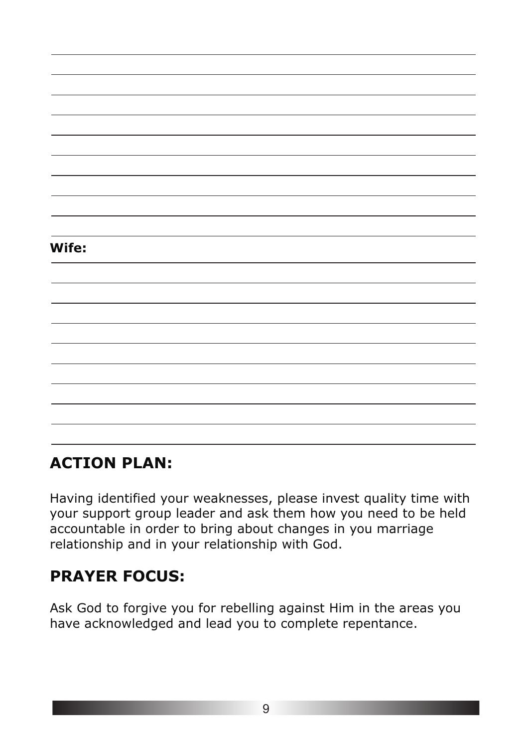**Wife:**

## ACTION PLAN:

Having identified your weaknesses, please invest quality time with your support group leader and ask them how you need to be held accountable in order to bring about changes in you marriage relationship and in your relationship with God.

## PRAYER FOCUS:

Ask God to forgive you for rebelling against Him in the areas you have acknowledged and lead you to complete repentance.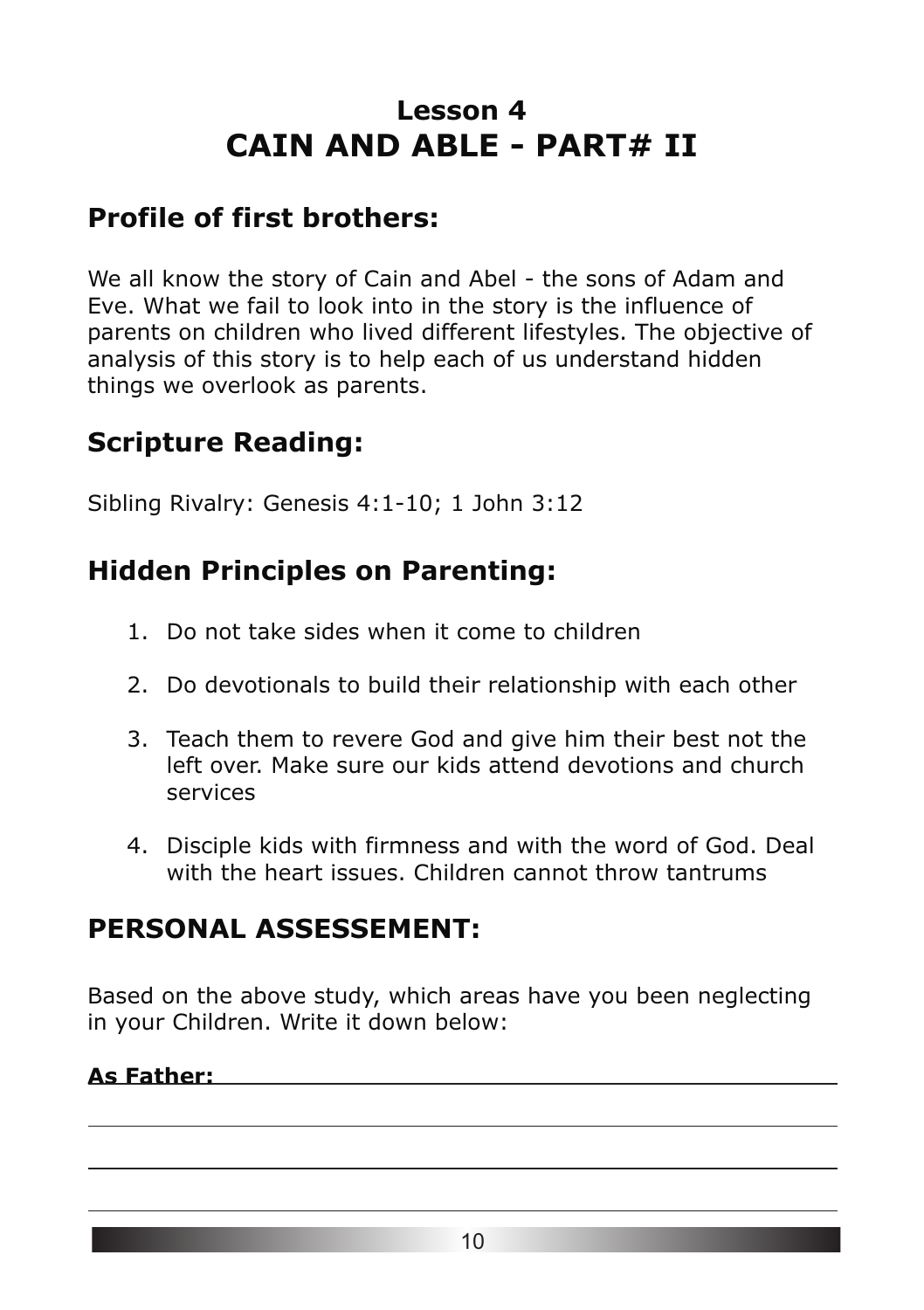# Lesson 4
# CAIN AND ABLE - PART# II

## Profile of first brothers:

We all know the story of Cain and Abel - the sons of Adam and Eve. What we fail to look into in the story is the influence of parents on children who lived different lifestyles. The objective of analysis of this story is to help each of us understand hidden things we overlook as parents.

## Scripture Reading:

Sibling Rivalry: Genesis 4:1-10; 1 John 3:12

## Hidden Principles on Parenting:

1. Do not take sides when it come to children
2. Do devotionals to build their relationship with each other
3. Teach them to revere God and give him their best not the left over. Make sure our kids attend devotions and church services
4. Disciple kids with firmness and with the word of God. Deal with the heart issues. Children cannot throw tantrums

## PERSONAL ASSESSEMENT:

Based on the above study, which areas have you been neglecting in your Children. Write it down below:

**As Father:** \_\_\_\_\_\_\_\_\_\_\_\_\_\_\_\_\_\_\_\_\_\_\_\_\_\_\_\_\_\_\_\_\_\_\_\_\_\_\_\_

\_\_\_\_\_\_\_\_\_\_\_\_\_\_\_\_\_\_\_\_\_\_\_\_\_\_\_\_\_\_\_\_\_\_\_\_\_\_\_\_\_\_\_\_\_\_\_\_\_\_\_\_

\_\_\_\_\_\_\_\_\_\_\_\_\_\_\_\_\_\_\_\_\_\_\_\_\_\_\_\_\_\_\_\_\_\_\_\_\_\_\_\_\_\_\_\_\_\_\_\_\_\_\_\_

\_\_\_\_\_\_\_\_\_\_\_\_\_\_\_\_\_\_\_\_\_\_\_\_\_\_\_\_\_\_\_\_\_\_\_\_\_\_\_\_\_\_\_\_\_\_\_\_\_\_\_\_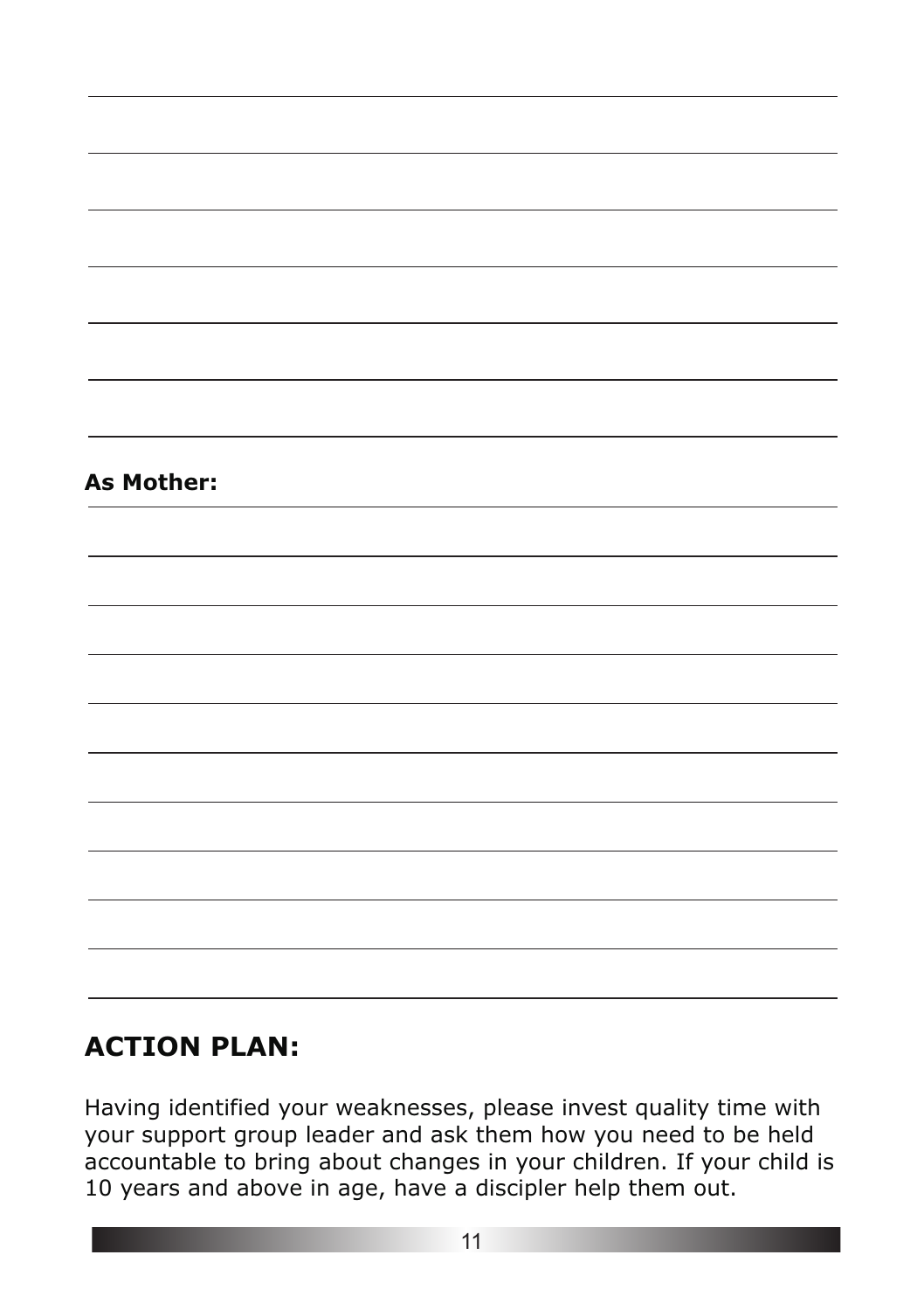**As Mother:**

## ACTION PLAN:

Having identified your weaknesses, please invest quality time with your support group leader and ask them how you need to be held accountable to bring about changes in your children. If your child is 10 years and above in age, have a discipler help them out.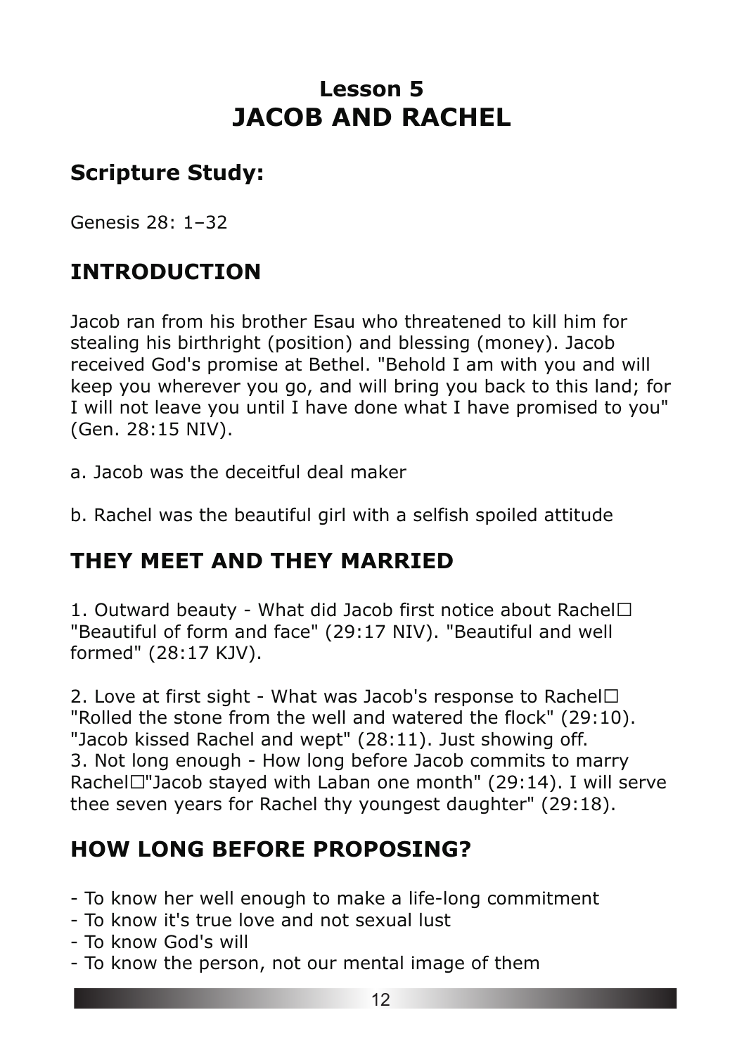# Lesson 5
# JACOB AND RACHEL

## Scripture Study:

Genesis 28: 1–32

## INTRODUCTION

Jacob ran from his brother Esau who threatened to kill him for stealing his birthright (position) and blessing (money). Jacob received God's promise at Bethel. "Behold I am with you and will keep you wherever you go, and will bring you back to this land; for I will not leave you until I have done what I have promised to you" (Gen. 28:15 NIV).

a. Jacob was the deceitful deal maker

b. Rachel was the beautiful girl with a selfish spoiled attitude

## THEY MEET AND THEY MARRIED

1. Outward beauty - What did Jacob first notice about Rachel☐ "Beautiful of form and face" (29:17 NIV). "Beautiful and well formed" (28:17 KJV).

2. Love at first sight - What was Jacob's response to Rachel☐ "Rolled the stone from the well and watered the flock" (29:10). "Jacob kissed Rachel and wept" (28:11). Just showing off.
3. Not long enough - How long before Jacob commits to marry Rachel☐"Jacob stayed with Laban one month" (29:14). I will serve thee seven years for Rachel thy youngest daughter" (29:18).

## HOW LONG BEFORE PROPOSING?

- To know her well enough to make a life-long commitment
- To know it's true love and not sexual lust
- To know God's will
- To know the person, not our mental image of them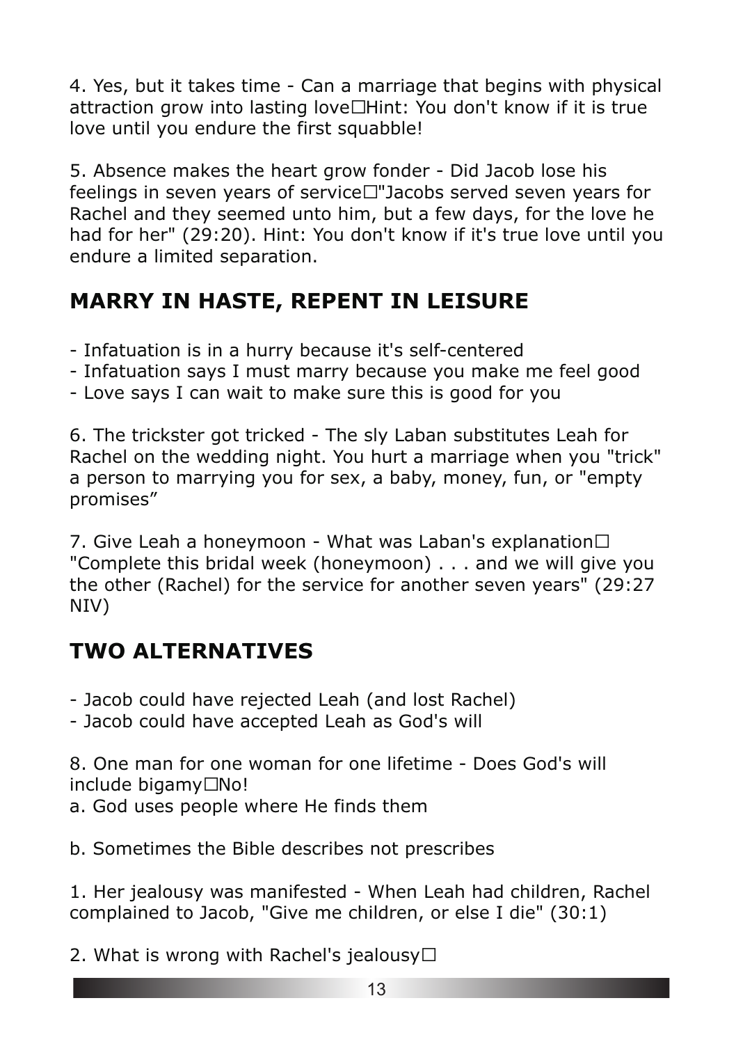4. Yes, but it takes time - Can a marriage that begins with physical attraction grow into lasting love□Hint: You don't know if it is true love until you endure the first squabble!

5. Absence makes the heart grow fonder - Did Jacob lose his feelings in seven years of service□"Jacobs served seven years for Rachel and they seemed unto him, but a few days, for the love he had for her" (29:20). Hint: You don't know if it's true love until you endure a limited separation.

## MARRY IN HASTE, REPENT IN LEISURE

- Infatuation is in a hurry because it's self-centered
- Infatuation says I must marry because you make me feel good
- Love says I can wait to make sure this is good for you

6. The trickster got tricked - The sly Laban substitutes Leah for Rachel on the wedding night. You hurt a marriage when you "trick" a person to marrying you for sex, a baby, money, fun, or "empty promises”

7. Give Leah a honeymoon - What was Laban's explanation□ "Complete this bridal week (honeymoon) . . . and we will give you the other (Rachel) for the service for another seven years" (29:27 NIV)

## TWO ALTERNATIVES

- Jacob could have rejected Leah (and lost Rachel)
- Jacob could have accepted Leah as God's will

8. One man for one woman for one lifetime - Does God's will include bigamy□No!

a. God uses people where He finds them

b. Sometimes the Bible describes not prescribes

1. Her jealousy was manifested - When Leah had children, Rachel complained to Jacob, "Give me children, or else I die" (30:1)

2. What is wrong with Rachel's jealousy□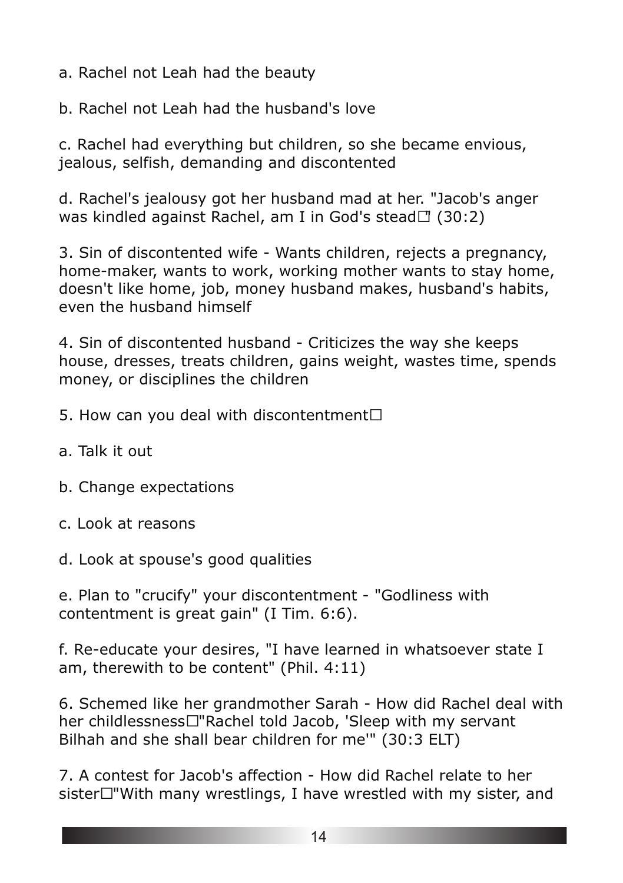a. Rachel not Leah had the beauty

b. Rachel not Leah had the husband's love

c. Rachel had everything but children, so she became envious, jealous, selfish, demanding and discontented

d. Rachel's jealousy got her husband mad at her. "Jacob's anger was kindled against Rachel, am I in God's stead?" (30:2)

3. Sin of discontented wife - Wants children, rejects a pregnancy, home-maker, wants to work, working mother wants to stay home, doesn't like home, job, money husband makes, husband's habits, even the husband himself

4. Sin of discontented husband - Criticizes the way she keeps house, dresses, treats children, gains weight, wastes time, spends money, or disciplines the children

5. How can you deal with discontentment?

a. Talk it out

b. Change expectations

c. Look at reasons

d. Look at spouse's good qualities

e. Plan to "crucify" your discontentment - "Godliness with contentment is great gain" (I Tim. 6:6).

f. Re-educate your desires, "I have learned in whatsoever state I am, therewith to be content" (Phil. 4:11)

6. Schemed like her grandmother Sarah - How did Rachel deal with her childlessness? "Rachel told Jacob, 'Sleep with my servant Bilhah and she shall bear children for me'" (30:3 ELT)

7. A contest for Jacob's affection - How did Rachel relate to her sister? "With many wrestlings, I have wrestled with my sister, and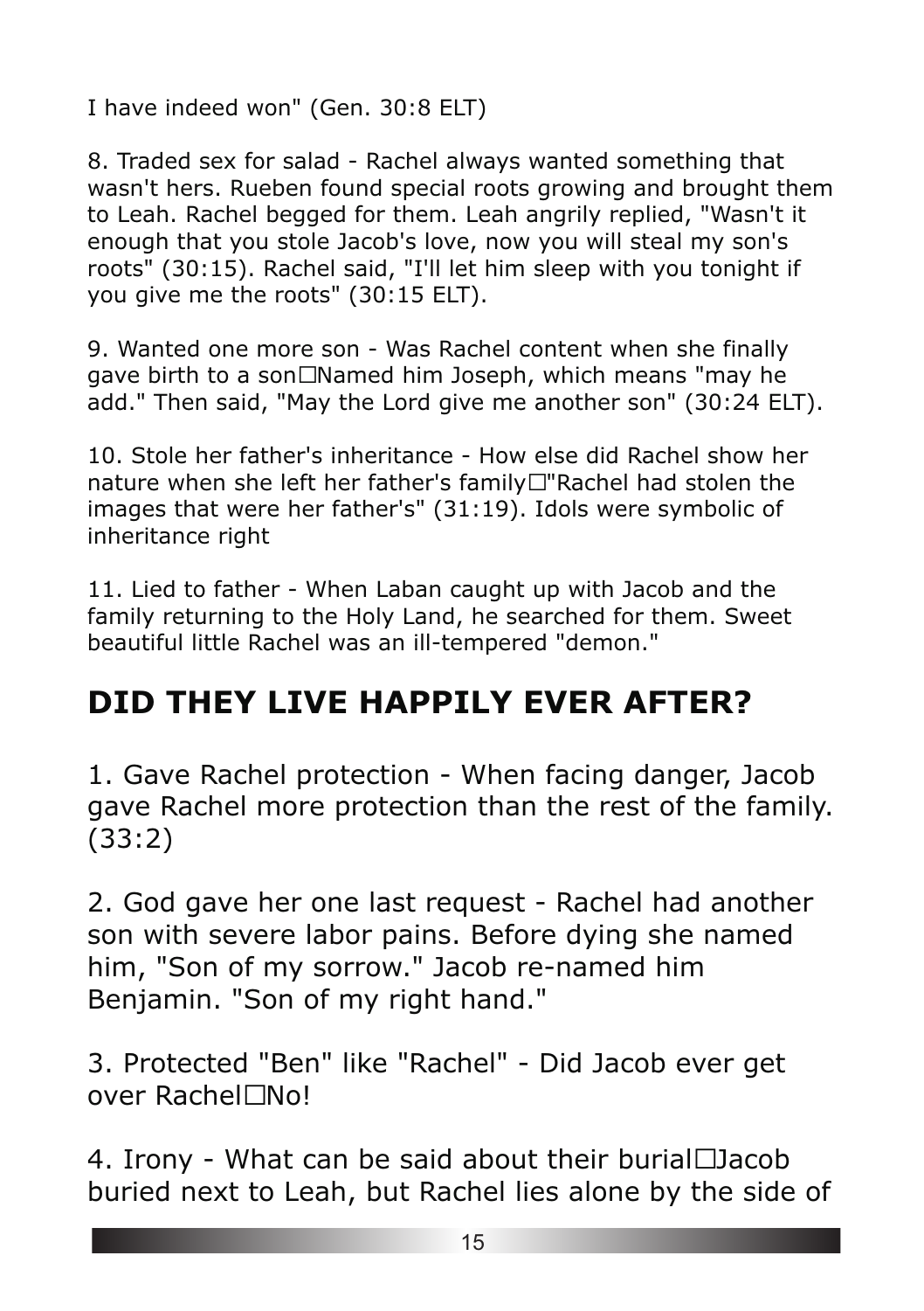I have indeed won" (Gen. 30:8 ELT)

8. Traded sex for salad - Rachel always wanted something that wasn't hers. Rueben found special roots growing and brought them to Leah. Rachel begged for them. Leah angrily replied, "Wasn't it enough that you stole Jacob's love, now you will steal my son's roots" (30:15). Rachel said, "I'll let him sleep with you tonight if you give me the roots" (30:15 ELT).

9. Wanted one more son - Was Rachel content when she finally gave birth to a son□Named him Joseph, which means "may he add." Then said, "May the Lord give me another son" (30:24 ELT).

10. Stole her father's inheritance - How else did Rachel show her nature when she left her father's family□"Rachel had stolen the images that were her father's" (31:19). Idols were symbolic of inheritance right

11. Lied to father - When Laban caught up with Jacob and the family returning to the Holy Land, he searched for them. Sweet beautiful little Rachel was an ill-tempered "demon."

## DID THEY LIVE HAPPILY EVER AFTER?

1. Gave Rachel protection - When facing danger, Jacob gave Rachel more protection than the rest of the family. (33:2)

2. God gave her one last request - Rachel had another son with severe labor pains. Before dying she named him, "Son of my sorrow." Jacob re-named him Benjamin. "Son of my right hand."

3. Protected "Ben" like "Rachel" - Did Jacob ever get over Rachel□No!

4. Irony - What can be said about their burial□Jacob buried next to Leah, but Rachel lies alone by the side of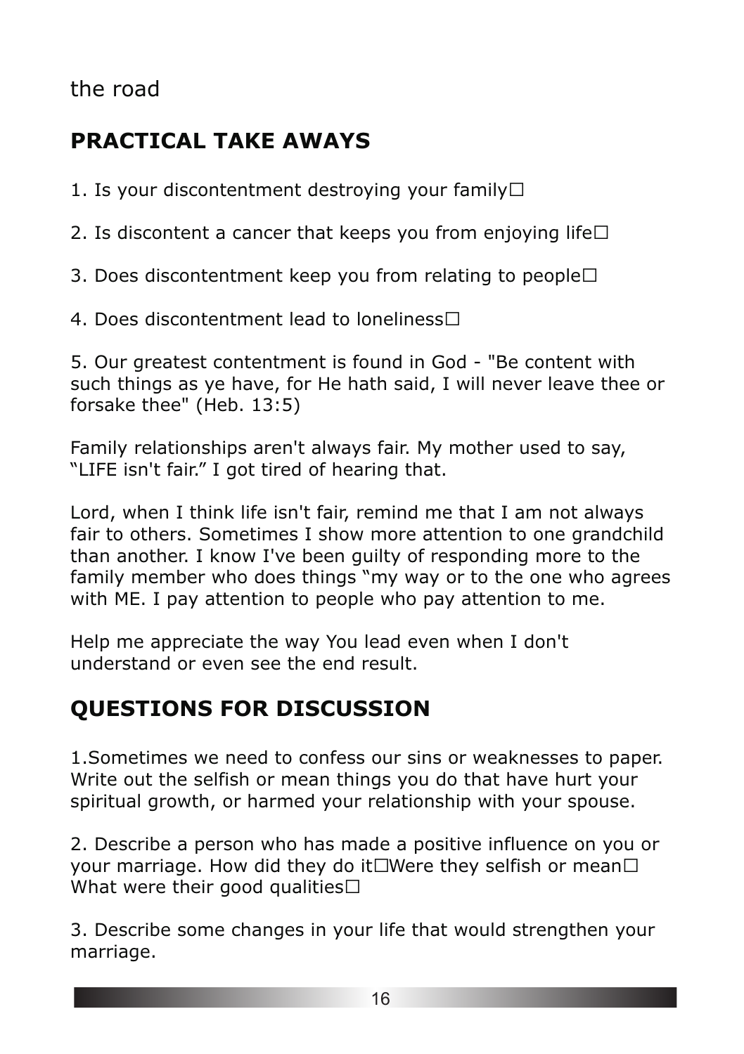the road

## PRACTICAL TAKE AWAYS

1. Is your discontentment destroying your family□

2. Is discontent a cancer that keeps you from enjoying life□

3. Does discontentment keep you from relating to people□

4. Does discontentment lead to loneliness□

5. Our greatest contentment is found in God - "Be content with such things as ye have, for He hath said, I will never leave thee or forsake thee" (Heb. 13:5)

Family relationships aren't always fair. My mother used to say, "LIFE isn't fair." I got tired of hearing that.

Lord, when I think life isn't fair, remind me that I am not always fair to others. Sometimes I show more attention to one grandchild than another. I know I've been guilty of responding more to the family member who does things "my way or to the one who agrees with ME. I pay attention to people who pay attention to me.

Help me appreciate the way You lead even when I don't understand or even see the end result.

## QUESTIONS FOR DISCUSSION

1.Sometimes we need to confess our sins or weaknesses to paper. Write out the selfish or mean things you do that have hurt your spiritual growth, or harmed your relationship with your spouse.

2. Describe a person who has made a positive influence on you or your marriage. How did they do it□Were they selfish or mean□ What were their good qualities□

3. Describe some changes in your life that would strengthen your marriage.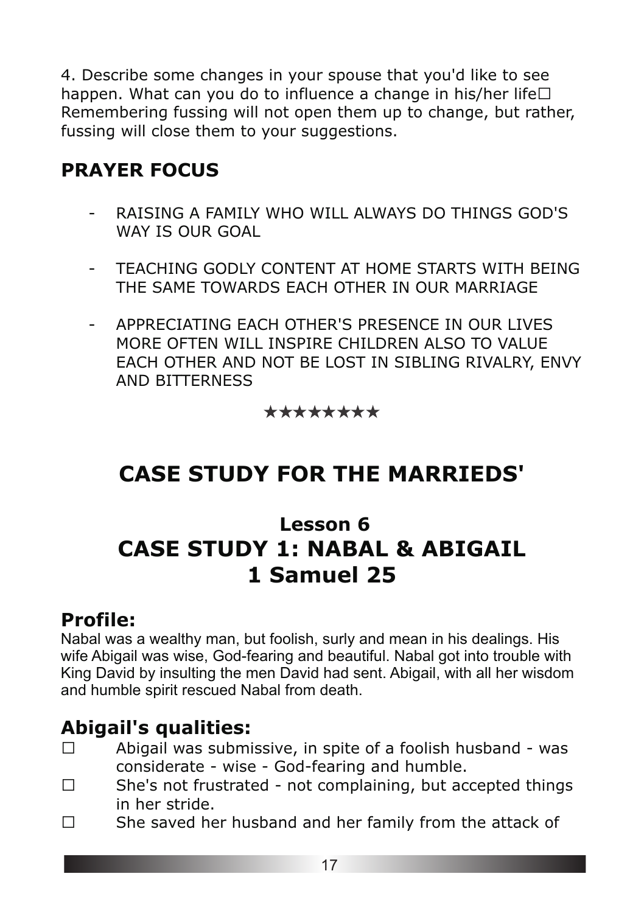4. Describe some changes in your spouse that you'd like to see happen. What can you do to influence a change in his/her life☐ Remembering fussing will not open them up to change, but rather, fussing will close them to your suggestions.

## PRAYER FOCUS

- RAISING A FAMILY WHO WILL ALWAYS DO THINGS GOD'S WAY IS OUR GOAL
- TEACHING GODLY CONTENT AT HOME STARTS WITH BEING THE SAME TOWARDS EACH OTHER IN OUR MARRIAGE
- APPRECIATING EACH OTHER'S PRESENCE IN OUR LIVES MORE OFTEN WILL INSPIRE CHILDREN ALSO TO VALUE EACH OTHER AND NOT BE LOST IN SIBLING RIVALRY, ENVY AND BITTERNESS

★★★★★★★★

# CASE STUDY FOR THE MARRIEDS'

## Lesson 6
## CASE STUDY 1: NABAL & ABIGAIL
## 1 Samuel 25

### Profile:

Nabal was a wealthy man, but foolish, surly and mean in his dealings. His wife Abigail was wise, God-fearing and beautiful. Nabal got into trouble with King David by insulting the men David had sent. Abigail, with all her wisdom and humble spirit rescued Nabal from death.

### Abigail's qualities:

- ☐ Abigail was submissive, in spite of a foolish husband - was considerate - wise - God-fearing and humble.
- ☐ She's not frustrated - not complaining, but accepted things in her stride.
- ☐ She saved her husband and her family from the attack of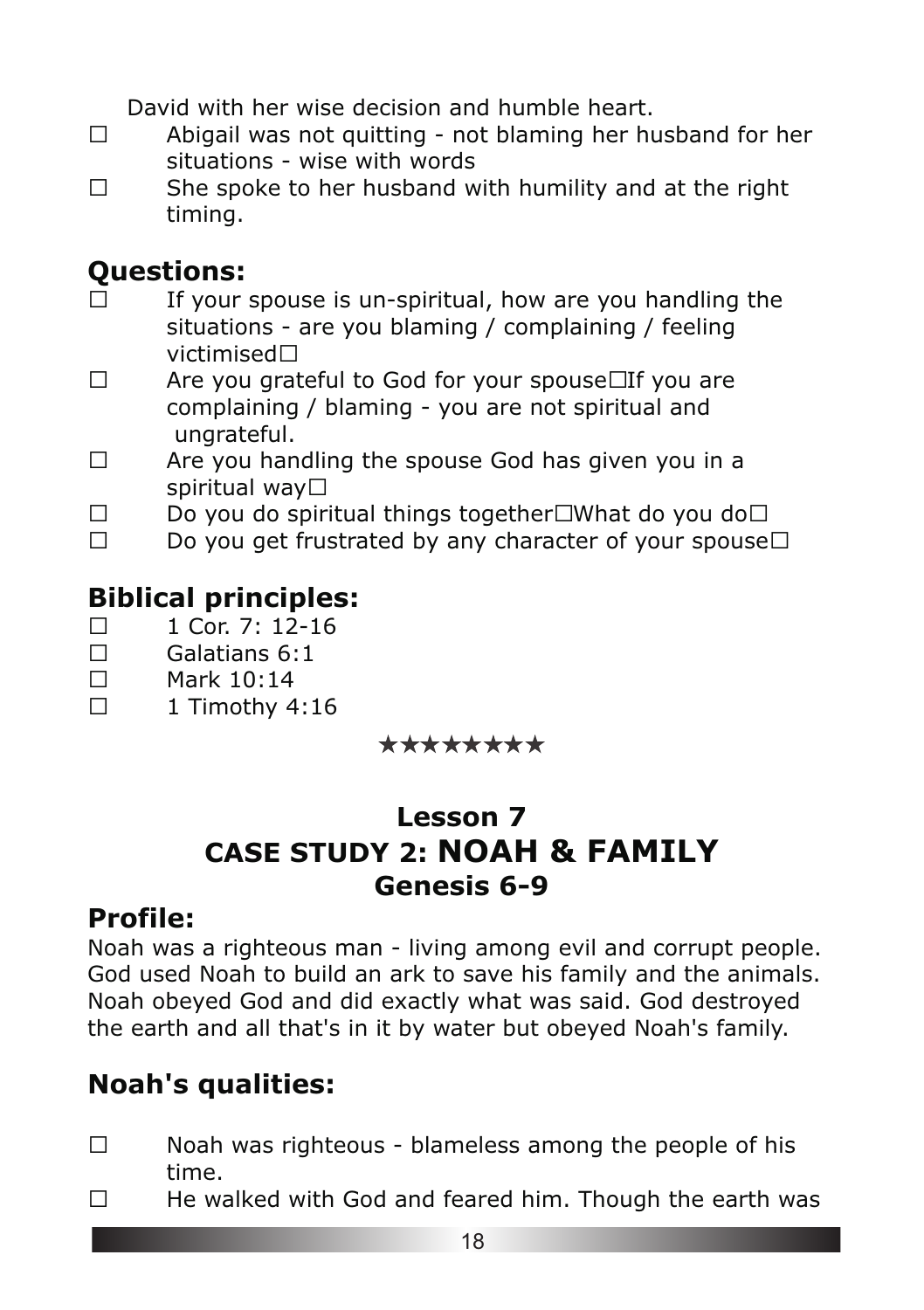David with her wise decision and humble heart.

- ☐ Abigail was not quitting - not blaming her husband for her situations - wise with words
- ☐ She spoke to her husband with humility and at the right timing.

## Questions:

- ☐ If your spouse is un-spiritual, how are you handling the situations - are you blaming / complaining / feeling victimised☐
- ☐ Are you grateful to God for your spouse☐If you are complaining / blaming - you are not spiritual and ungrateful.
- ☐ Are you handling the spouse God has given you in a spiritual way☐
- ☐ Do you do spiritual things together☐What do you do☐
- ☐ Do you get frustrated by any character of your spouse☐

## Biblical principles:

- ☐ 1 Cor. 7: 12-16
- ☐ Galatians 6:1
- ☐ Mark 10:14
- ☐ 1 Timothy 4:16

★★★★★★★★

# Lesson 7
# CASE STUDY 2: NOAH & FAMILY
# Genesis 6-9

## Profile:

Noah was a righteous man - living among evil and corrupt people. God used Noah to build an ark to save his family and the animals. Noah obeyed God and did exactly what was said. God destroyed the earth and all that's in it by water but obeyed Noah's family.

## Noah's qualities:

- ☐ Noah was righteous - blameless among the people of his time.
- ☐ He walked with God and feared him. Though the earth was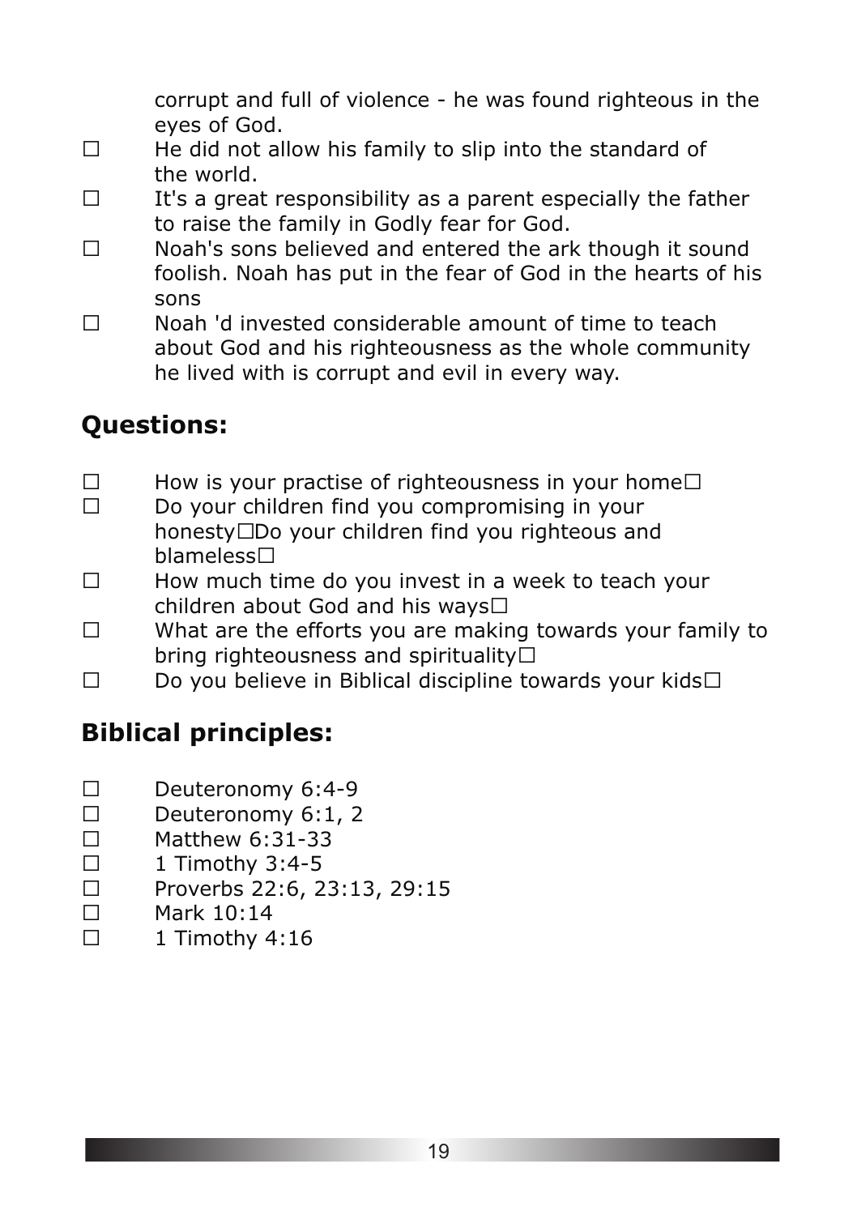corrupt and full of violence - he was found righteous in the eyes of God.

- He did not allow his family to slip into the standard of the world.
- It's a great responsibility as a parent especially the father to raise the family in Godly fear for God.
- Noah's sons believed and entered the ark though it sound foolish. Noah has put in the fear of God in the hearts of his sons
- Noah 'd invested considerable amount of time to teach about God and his righteousness as the whole community he lived with is corrupt and evil in every way.

## Questions:

- How is your practise of righteousness in your home☐
- Do your children find you compromising in your honesty☐Do your children find you righteous and blameless☐
- How much time do you invest in a week to teach your children about God and his ways☐
- What are the efforts you are making towards your family to bring righteousness and spirituality☐
- Do you believe in Biblical discipline towards your kids☐

## Biblical principles:

- Deuteronomy 6:4-9
- Deuteronomy 6:1, 2
- Matthew 6:31-33
- 1 Timothy 3:4-5
- Proverbs 22:6, 23:13, 29:15
- Mark 10:14
- 1 Timothy 4:16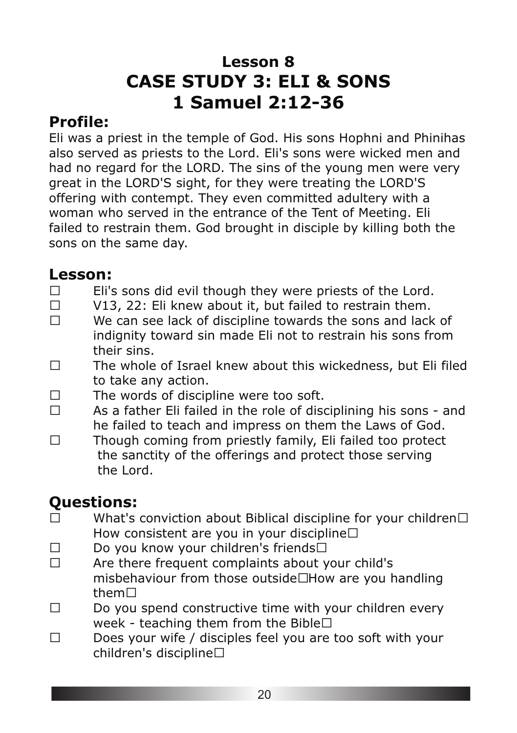# Lesson 8
# CASE STUDY 3: ELI & SONS
# 1 Samuel 2:12-36

## Profile:

Eli was a priest in the temple of God. His sons Hophni and Phinihas also served as priests to the Lord. Eli's sons were wicked men and had no regard for the LORD. The sins of the young men were very great in the LORD'S sight, for they were treating the LORD'S offering with contempt. They even committed adultery with a woman who served in the entrance of the Tent of Meeting. Eli failed to restrain them. God brought in disciple by killing both the sons on the same day.

## Lesson:

- Eli's sons did evil though they were priests of the Lord.
- V13, 22: Eli knew about it, but failed to restrain them.
- We can see lack of discipline towards the sons and lack of indignity toward sin made Eli not to restrain his sons from their sins.
- The whole of Israel knew about this wickedness, but Eli filed to take any action.
- The words of discipline were too soft.
- As a father Eli failed in the role of disciplining his sons - and he failed to teach and impress on them the Laws of God.
- Though coming from priestly family, Eli failed too protect the sanctity of the offerings and protect those serving the Lord.

## Questions:

- What's conviction about Biblical discipline for your children☐ How consistent are you in your discipline☐
- Do you know your children's friends☐
- Are there frequent complaints about your child's misbehaviour from those outside☐How are you handling them☐
- Do you spend constructive time with your children every week - teaching them from the Bible☐
- Does your wife / disciples feel you are too soft with your children's discipline☐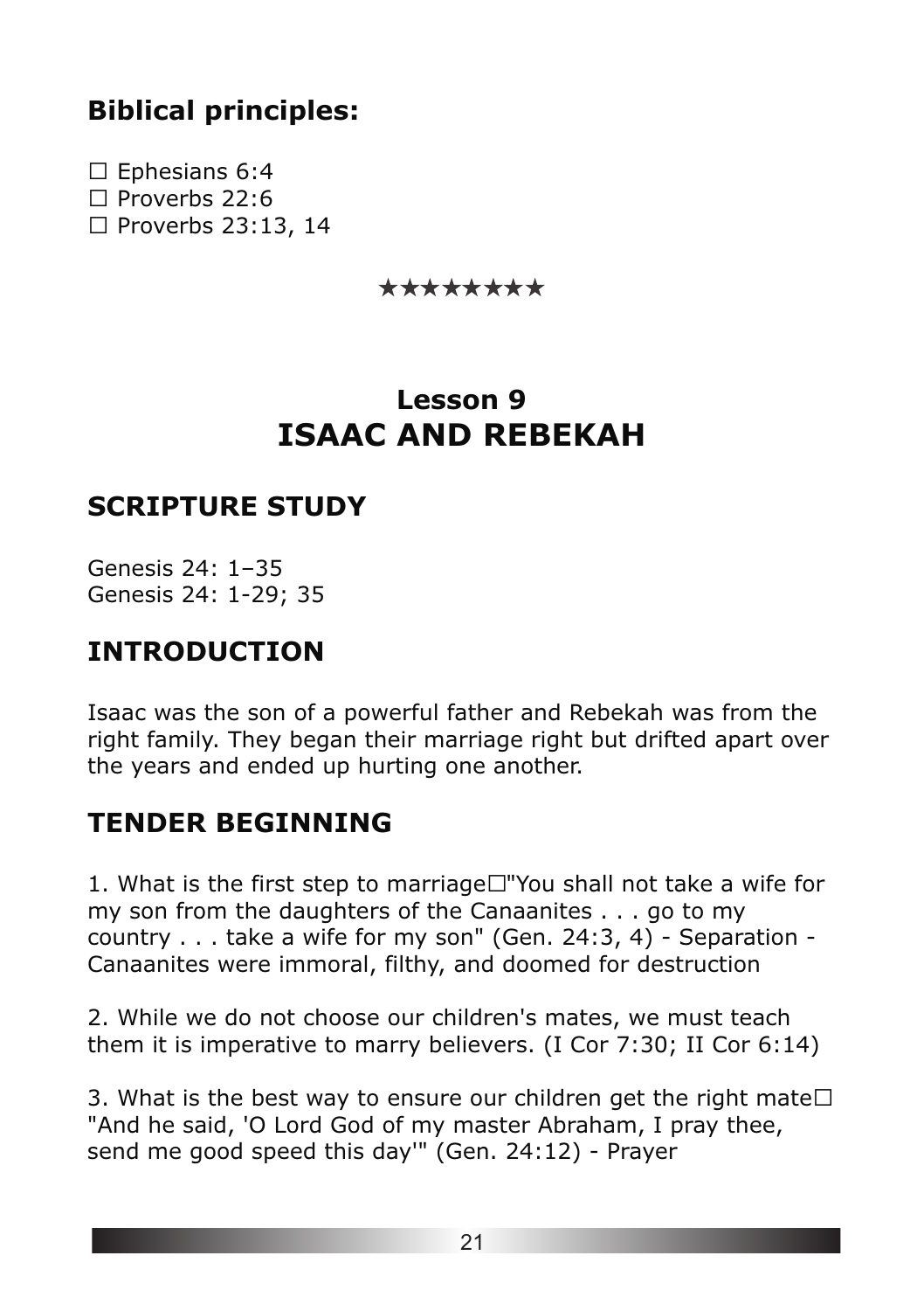## Biblical principles:

☐ Ephesians 6:4
☐ Proverbs 22:6
☐ Proverbs 23:13, 14

★★★★★★★★

# Lesson 9
# ISAAC AND REBEKAH

## SCRIPTURE STUDY

Genesis 24: 1–35
Genesis 24: 1-29; 35

## INTRODUCTION

Isaac was the son of a powerful father and Rebekah was from the right family. They began their marriage right but drifted apart over the years and ended up hurting one another.

## TENDER BEGINNING

1. What is the first step to marriage☐"You shall not take a wife for my son from the daughters of the Canaanites . . . go to my country . . . take a wife for my son" (Gen. 24:3, 4) - Separation - Canaanites were immoral, filthy, and doomed for destruction

2. While we do not choose our children's mates, we must teach them it is imperative to marry believers. (I Cor 7:30; II Cor 6:14)

3. What is the best way to ensure our children get the right mate☐ "And he said, 'O Lord God of my master Abraham, I pray thee, send me good speed this day'" (Gen. 24:12) - Prayer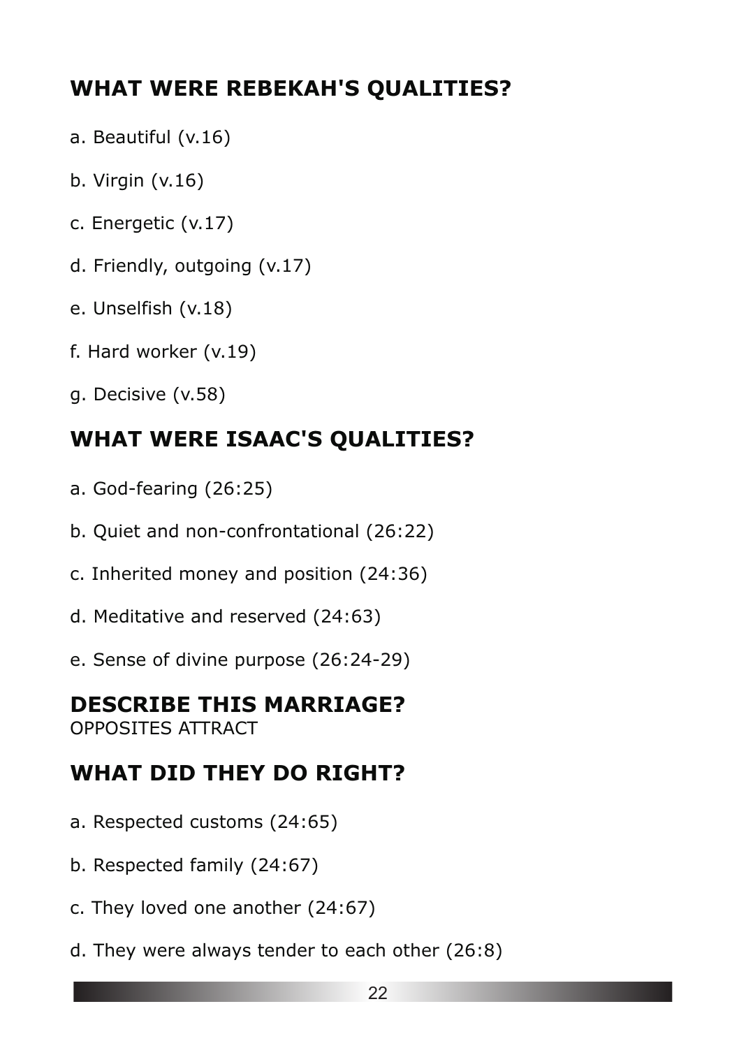## WHAT WERE REBEKAH'S QUALITIES?

a. Beautiful (v.16)

b. Virgin (v.16)

c. Energetic (v.17)

d. Friendly, outgoing (v.17)

e. Unselfish (v.18)

f. Hard worker (v.19)

g. Decisive (v.58)

## WHAT WERE ISAAC'S QUALITIES?

a. God-fearing (26:25)

b. Quiet and non-confrontational (26:22)

c. Inherited money and position (24:36)

d. Meditative and reserved (24:63)

e. Sense of divine purpose (26:24-29)

## DESCRIBE THIS MARRIAGE?

OPPOSITES ATTRACT

## WHAT DID THEY DO RIGHT?

a. Respected customs (24:65)

b. Respected family (24:67)

c. They loved one another (24:67)

d. They were always tender to each other (26:8)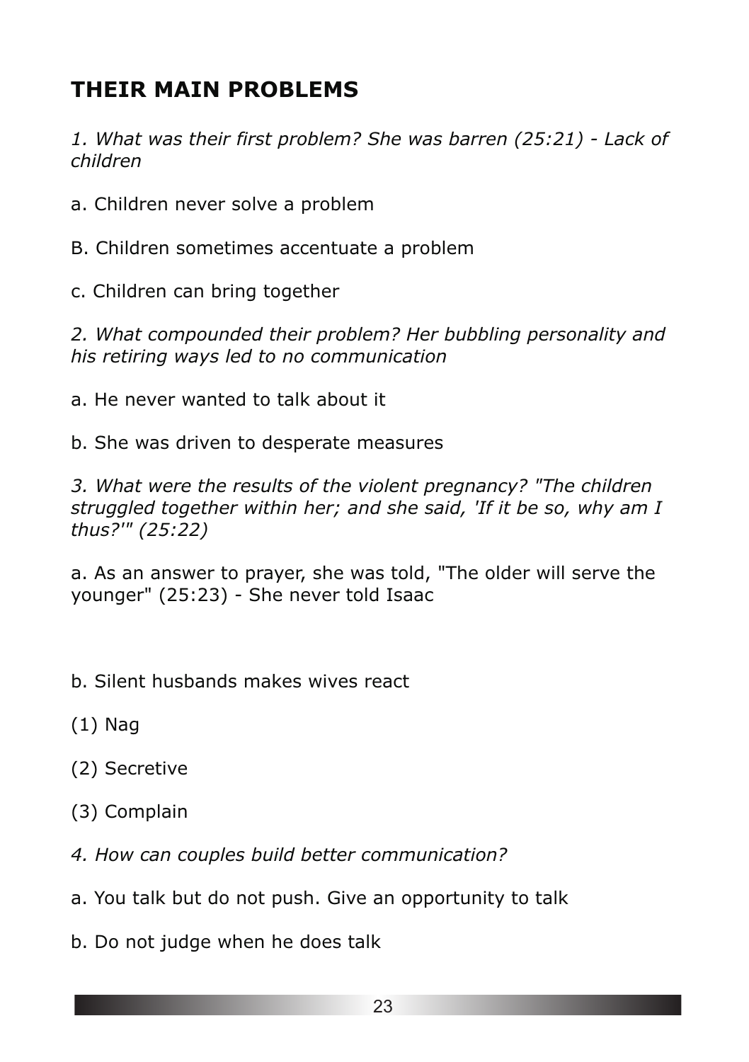## THEIR MAIN PROBLEMS

*1. What was their first problem? She was barren (25:21) - Lack of children*

a. Children never solve a problem

B. Children sometimes accentuate a problem

c. Children can bring together

*2. What compounded their problem? Her bubbling personality and his retiring ways led to no communication*

a. He never wanted to talk about it

b. She was driven to desperate measures

*3. What were the results of the violent pregnancy? "The children struggled together within her; and she said, 'If it be so, why am I thus?'" (25:22)*

a. As an answer to prayer, she was told, "The older will serve the younger" (25:23) - She never told Isaac

b. Silent husbands makes wives react

(1) Nag

(2) Secretive

(3) Complain

*4. How can couples build better communication?*

a. You talk but do not push. Give an opportunity to talk

b. Do not judge when he does talk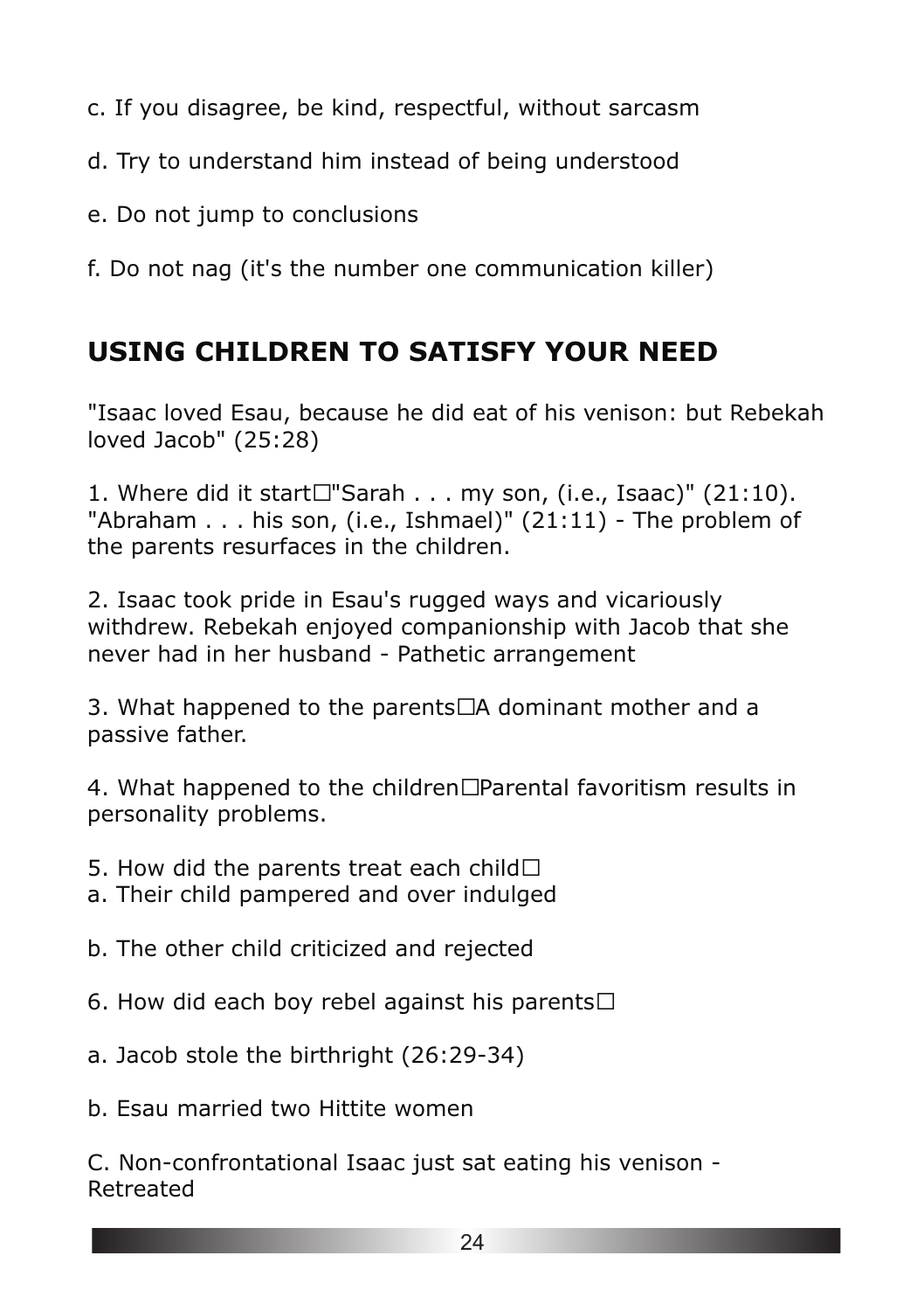c. If you disagree, be kind, respectful, without sarcasm

d. Try to understand him instead of being understood

e. Do not jump to conclusions

f. Do not nag (it's the number one communication killer)

## USING CHILDREN TO SATISFY YOUR NEED

"Isaac loved Esau, because he did eat of his venison: but Rebekah loved Jacob" (25:28)

1. Where did it start□"Sarah . . . my son, (i.e., Isaac)" (21:10). "Abraham . . . his son, (i.e., Ishmael)" (21:11) - The problem of the parents resurfaces in the children.

2. Isaac took pride in Esau's rugged ways and vicariously withdrew. Rebekah enjoyed companionship with Jacob that she never had in her husband - Pathetic arrangement

3. What happened to the parents□A dominant mother and a passive father.

4. What happened to the children□Parental favoritism results in personality problems.

5. How did the parents treat each child□
a. Their child pampered and over indulged

b. The other child criticized and rejected

6. How did each boy rebel against his parents□

a. Jacob stole the birthright (26:29-34)

b. Esau married two Hittite women

C. Non-confrontational Isaac just sat eating his venison - Retreated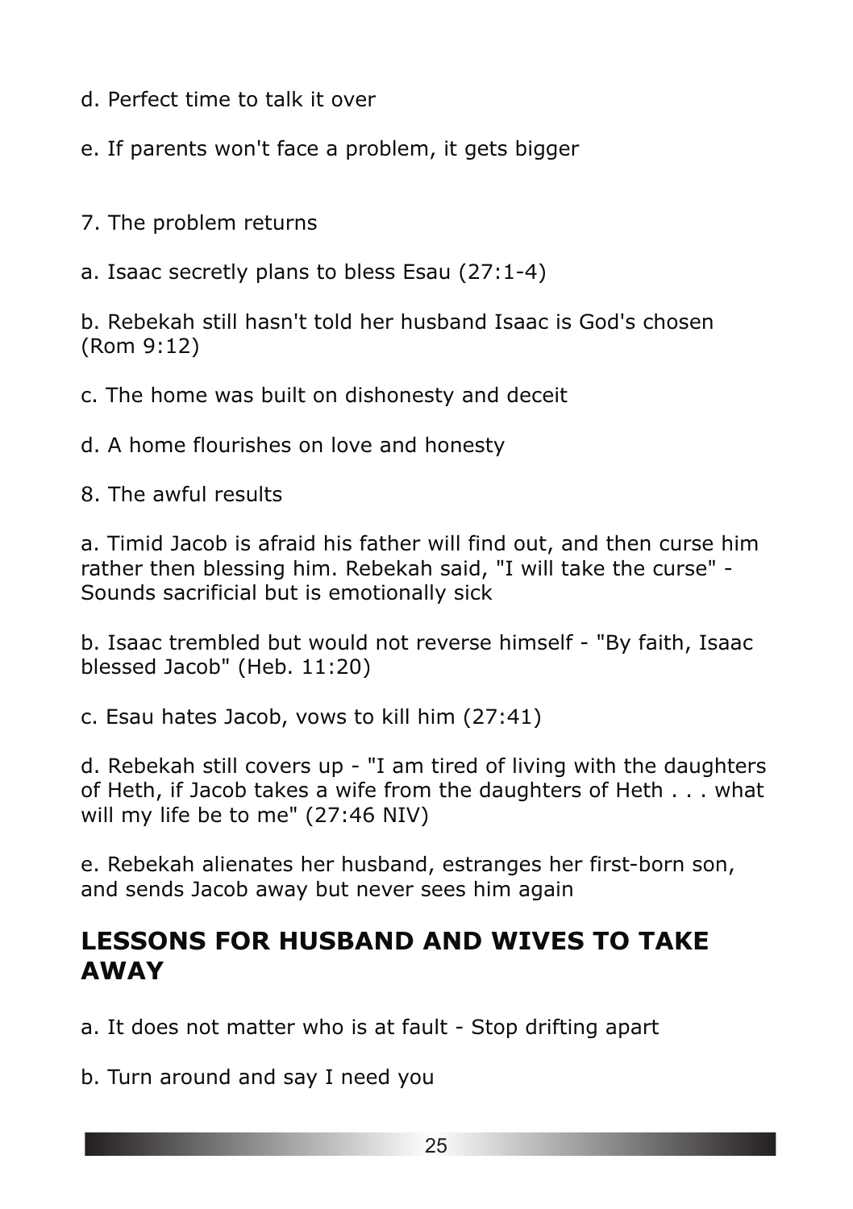d. Perfect time to talk it over

e. If parents won't face a problem, it gets bigger

7. The problem returns

a. Isaac secretly plans to bless Esau (27:1-4)

b. Rebekah still hasn't told her husband Isaac is God's chosen (Rom 9:12)

c. The home was built on dishonesty and deceit

d. A home flourishes on love and honesty

8. The awful results

a. Timid Jacob is afraid his father will find out, and then curse him rather then blessing him. Rebekah said, "I will take the curse" - Sounds sacrificial but is emotionally sick

b. Isaac trembled but would not reverse himself - "By faith, Isaac blessed Jacob" (Heb. 11:20)

c. Esau hates Jacob, vows to kill him (27:41)

d. Rebekah still covers up - "I am tired of living with the daughters of Heth, if Jacob takes a wife from the daughters of Heth . . . what will my life be to me" (27:46 NIV)

e. Rebekah alienates her husband, estranges her first-born son, and sends Jacob away but never sees him again

## LESSONS FOR HUSBAND AND WIVES TO TAKE AWAY

a. It does not matter who is at fault - Stop drifting apart

b. Turn around and say I need you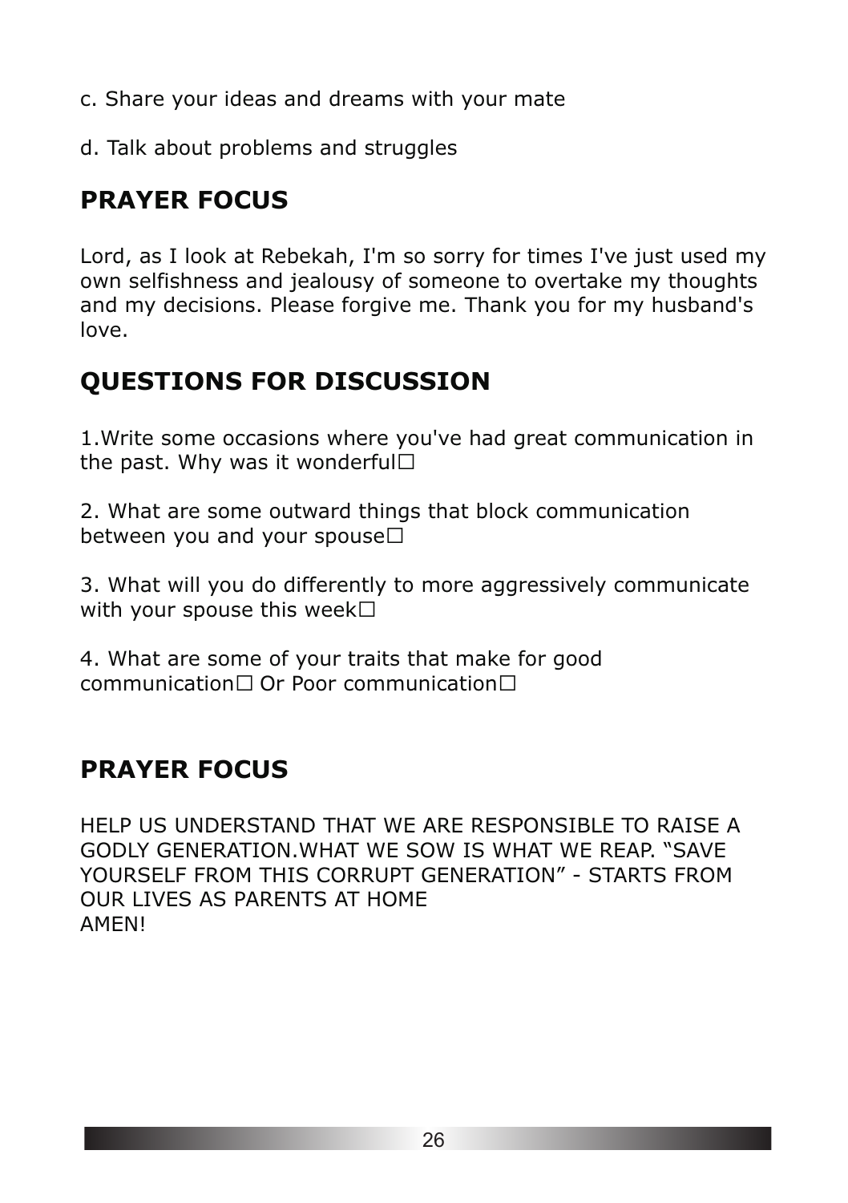c. Share your ideas and dreams with your mate

d. Talk about problems and struggles

## PRAYER FOCUS

Lord, as I look at Rebekah, I'm so sorry for times I've just used my own selfishness and jealousy of someone to overtake my thoughts and my decisions. Please forgive me. Thank you for my husband's love.

## QUESTIONS FOR DISCUSSION

1.Write some occasions where you've had great communication in the past. Why was it wonderful☐

2. What are some outward things that block communication between you and your spouse☐

3. What will you do differently to more aggressively communicate with your spouse this week☐

4. What are some of your traits that make for good communication☐ Or Poor communication☐

## PRAYER FOCUS

HELP US UNDERSTAND THAT WE ARE RESPONSIBLE TO RAISE A GODLY GENERATION.WHAT WE SOW IS WHAT WE REAP. "SAVE YOURSELF FROM THIS CORRUPT GENERATION" - STARTS FROM OUR LIVES AS PARENTS AT HOME
AMEN!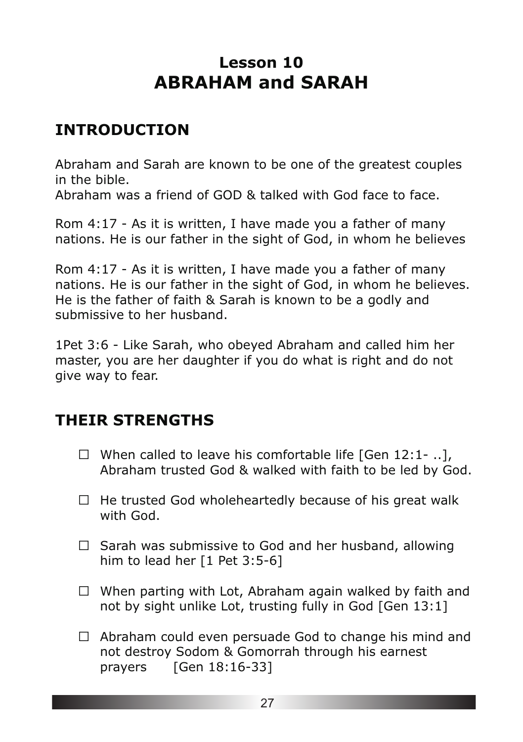# Lesson 10
# ABRAHAM and SARAH

## INTRODUCTION

Abraham and Sarah are known to be one of the greatest couples in the bible.
Abraham was a friend of GOD & talked with God face to face.

Rom 4:17 - As it is written, I have made you a father of many nations. He is our father in the sight of God, in whom he believes

Rom 4:17 - As it is written, I have made you a father of many nations. He is our father in the sight of God, in whom he believes. He is the father of faith & Sarah is known to be a godly and submissive to her husband.

1Pet 3:6 - Like Sarah, who obeyed Abraham and called him her master, you are her daughter if you do what is right and do not give way to fear.

## THEIR STRENGTHS

- ☐ When called to leave his comfortable life [Gen 12:1- ..], Abraham trusted God & walked with faith to be led by God.
- ☐ He trusted God wholeheartedly because of his great walk with God.
- ☐ Sarah was submissive to God and her husband, allowing him to lead her [1 Pet 3:5-6]
- ☐ When parting with Lot, Abraham again walked by faith and not by sight unlike Lot, trusting fully in God [Gen 13:1]
- ☐ Abraham could even persuade God to change his mind and not destroy Sodom & Gomorrah through his earnest prayers [Gen 18:16-33]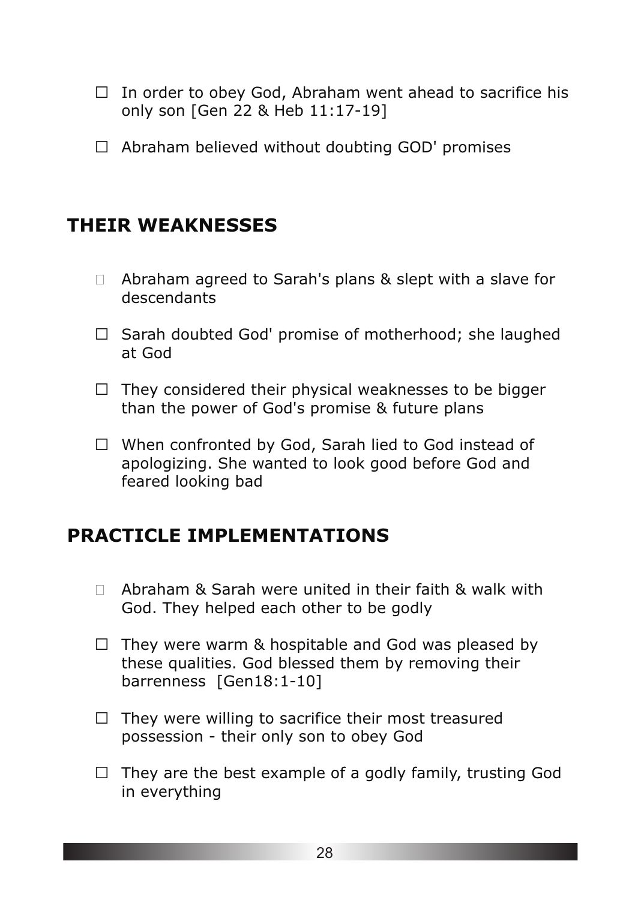- In order to obey God, Abraham went ahead to sacrifice his only son [Gen 22 & Heb 11:17-19]
- Abraham believed without doubting GOD' promises

## THEIR WEAKNESSES

- Abraham agreed to Sarah's plans & slept with a slave for descendants
- Sarah doubted God' promise of motherhood; she laughed at God
- They considered their physical weaknesses to be bigger than the power of God's promise & future plans
- When confronted by God, Sarah lied to God instead of apologizing. She wanted to look good before God and feared looking bad

## PRACTICLE IMPLEMENTATIONS

- Abraham & Sarah were united in their faith & walk with God. They helped each other to be godly
- They were warm & hospitable and God was pleased by these qualities. God blessed them by removing their barrenness [Gen18:1-10]
- They were willing to sacrifice their most treasured possession - their only son to obey God
- They are the best example of a godly family, trusting God in everything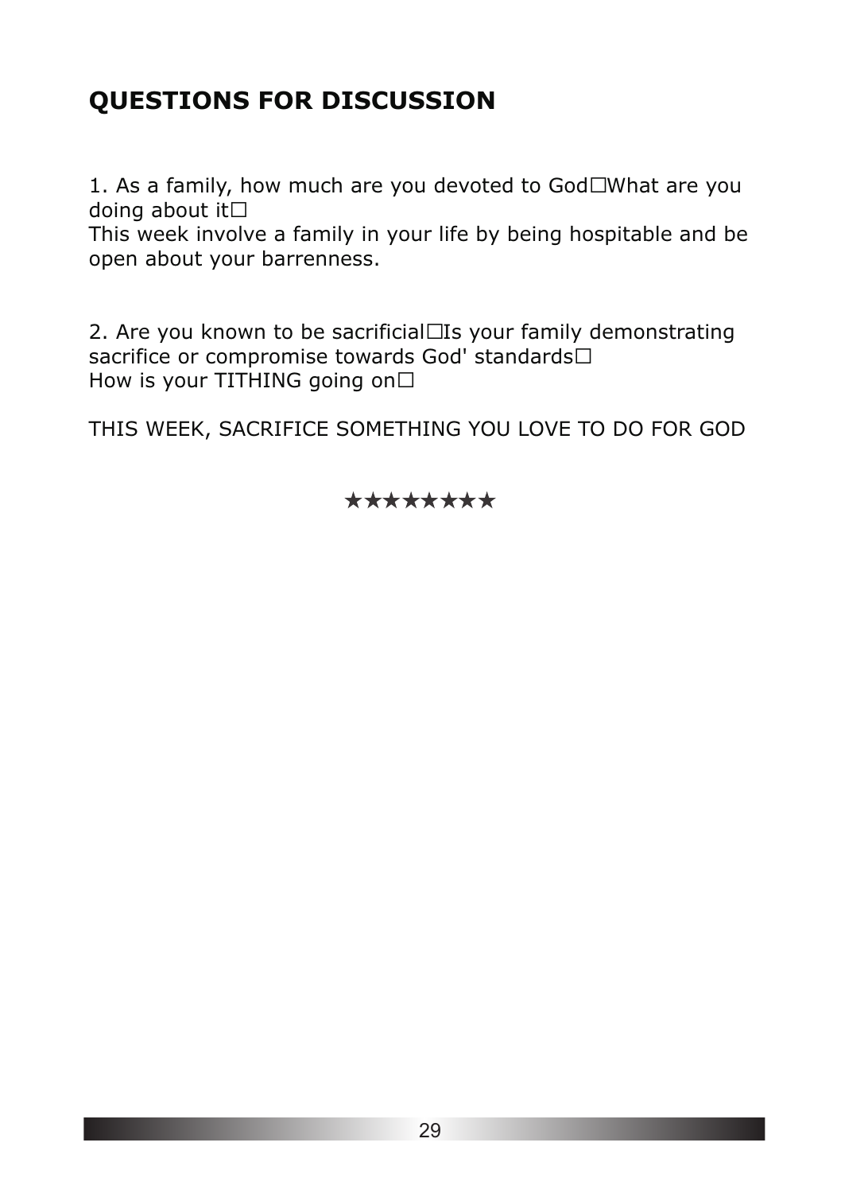## QUESTIONS FOR DISCUSSION

1. As a family, how much are you devoted to God□What are you doing about it□
This week involve a family in your life by being hospitable and be open about your barrenness.

2. Are you known to be sacrificial□Is your family demonstrating sacrifice or compromise towards God' standards□
How is your TITHING going on□

THIS WEEK, SACRIFICE SOMETHING YOU LOVE TO DO FOR GOD

★★★★★★★★